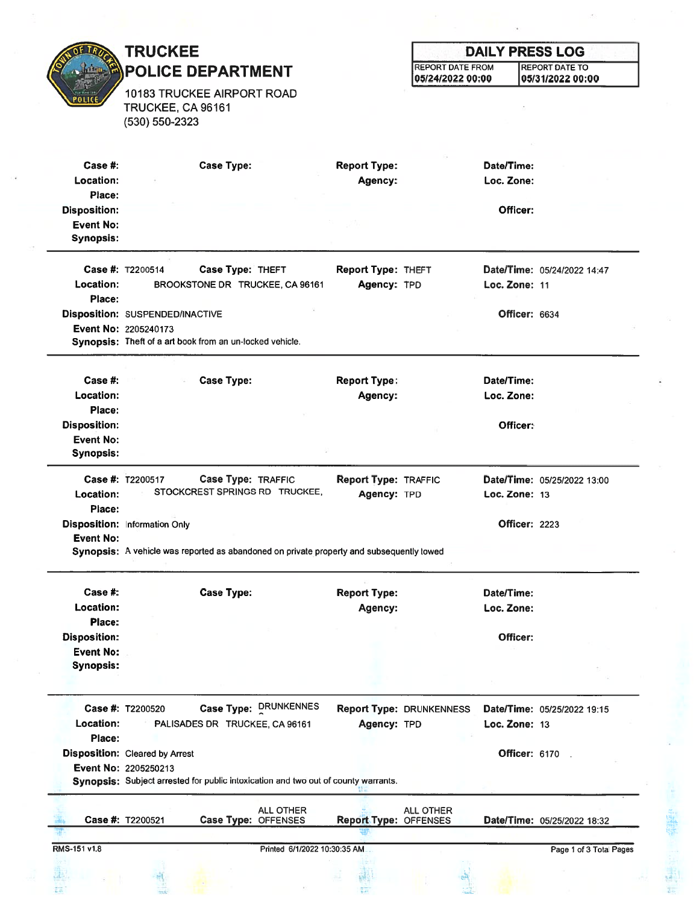# TRUCKEE POLICE DEPARTMENT

10183 TRUCKEE AIRPORT ROAD
TRUCKEE, CA 96161
(530) 550-2323

## DAILY PRESS LOG

| REPORT DATE FROM | REPORT DATE TO |
|---|---|
| 05/24/2022 00:00 | 05/31/2022 00:00 |

---

**Case #:** **Case Type:** **Report Type:** **Date/Time:**
**Location:** **Agency:** **Loc. Zone:**
**Place:**
**Disposition:** **Officer:**
**Event No:**
**Synopsis:**

---

**Case #:** T2200514 **Case Type:** THEFT **Report Type:** THEFT **Date/Time:** 05/24/2022 14:47
**Location:** BROOKSTONE DR TRUCKEE, CA 96161 **Agency:** TPD **Loc. Zone:** 11
**Place:**
**Disposition:** SUSPENDED/INACTIVE **Officer:** 6634
**Event No:** 2205240173
**Synopsis:** Theft of a art book from an un-locked vehicle.

---

**Case #:** **Case Type:** **Report Type:** **Date/Time:**
**Location:** **Agency:** **Loc. Zone:**
**Place:**
**Disposition:** **Officer:**
**Event No:**
**Synopsis:**

---

**Case #:** T2200517 **Case Type:** TRAFFIC **Report Type:** TRAFFIC **Date/Time:** 05/25/2022 13:00
**Location:** STOCKCREST SPRINGS RD TRUCKEE, **Agency:** TPD **Loc. Zone:** 13
**Place:**
**Disposition:** Information Only **Officer:** 2223
**Event No:**
**Synopsis:** A vehicle was reported as abandoned on private property and subsequently towed

---

**Case #:** **Case Type:** **Report Type:** **Date/Time:**
**Location:** **Agency:** **Loc. Zone:**
**Place:**
**Disposition:** **Officer:**
**Event No:**
**Synopsis:**

---

**Case #:** T2200520 **Case Type:** DRUNKENNES **Report Type:** DRUNKENNESS **Date/Time:** 05/25/2022 19:15
**Location:** PALISADES DR TRUCKEE, CA 96161 **Agency:** TPD **Loc. Zone:** 13
**Place:**
**Disposition:** Cleared by Arrest **Officer:** 6170
**Event No:** 2205250213
**Synopsis:** Subject arrested for public intoxication and two out of county warrants.

---

**Case #:** T2200521 **Case Type:** ALL OTHER OFFENSES **Report Type:** ALL OTHER OFFENSES **Date/Time:** 05/25/2022 18:32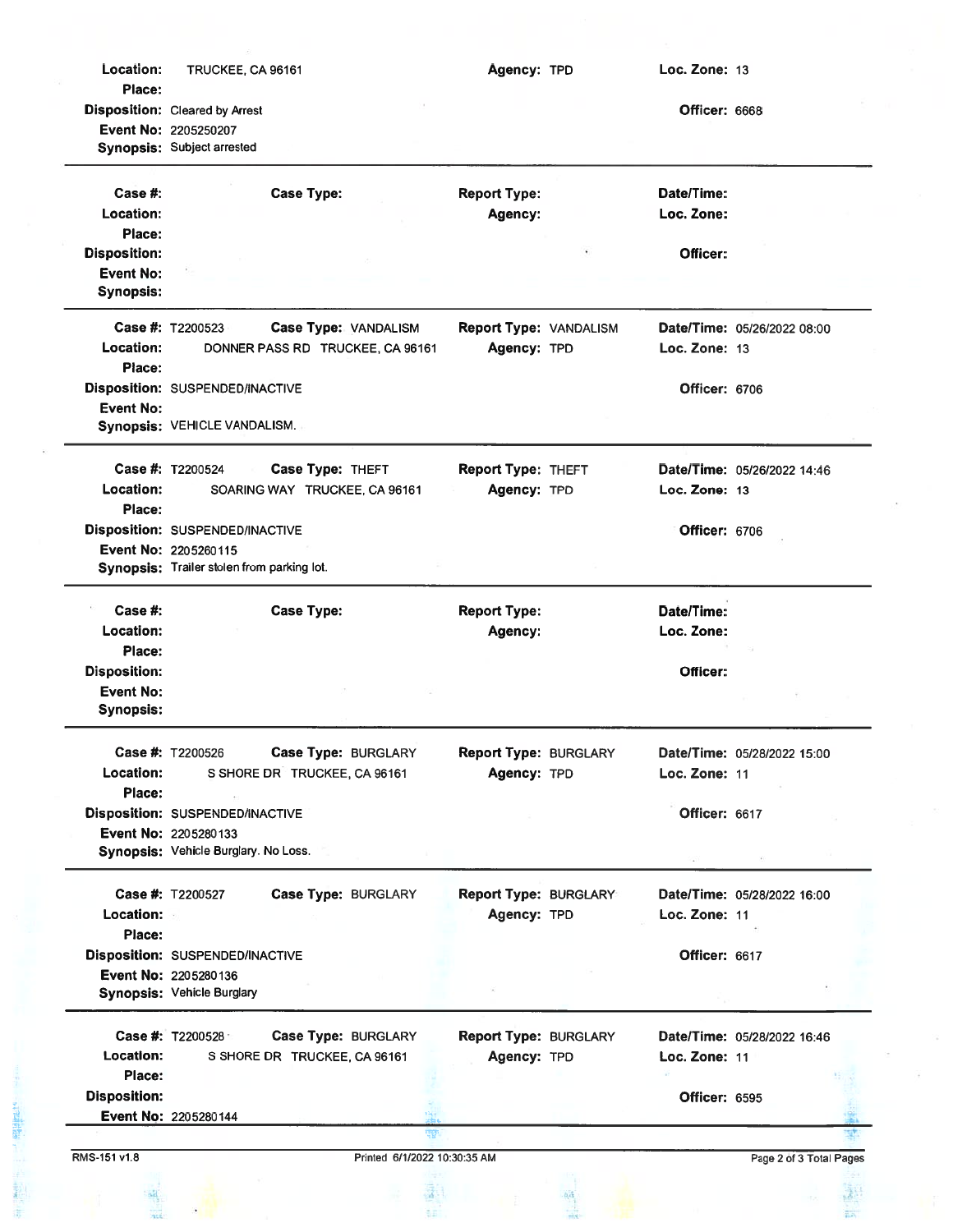**Location:** TRUCKEE, CA 96161 **Agency:** TPD **Loc. Zone:** 13
**Place:**
**Disposition:** Cleared by Arrest **Officer:** 6668
**Event No:** 2205250207
**Synopsis:** Subject arrested

---

**Case #:** **Case Type:** **Report Type:** **Date/Time:**
**Location:** **Agency:** **Loc. Zone:**
**Place:**
**Disposition:** **Officer:**
**Event No:**
**Synopsis:**

---

**Case #:** T2200523 **Case Type:** VANDALISM **Report Type:** VANDALISM **Date/Time:** 05/26/2022 08:00
**Location:** DONNER PASS RD TRUCKEE, CA 96161 **Agency:** TPD **Loc. Zone:** 13
**Place:**
**Disposition:** SUSPENDED/INACTIVE **Officer:** 6706
**Event No:**
**Synopsis:** VEHICLE VANDALISM.

---

**Case #:** T2200524 **Case Type:** THEFT **Report Type:** THEFT **Date/Time:** 05/26/2022 14:46
**Location:** SOARING WAY TRUCKEE, CA 96161 **Agency:** TPD **Loc. Zone:** 13
**Place:**
**Disposition:** SUSPENDED/INACTIVE **Officer:** 6706
**Event No:** 2205260115
**Synopsis:** Trailer stolen from parking lot.

---

**Case #:** **Case Type:** **Report Type:** **Date/Time:**
**Location:** **Agency:** **Loc. Zone:**
**Place:**
**Disposition:** **Officer:**
**Event No:**
**Synopsis:**

---

**Case #:** T2200526 **Case Type:** BURGLARY **Report Type:** BURGLARY **Date/Time:** 05/28/2022 15:00
**Location:** S SHORE DR TRUCKEE, CA 96161 **Agency:** TPD **Loc. Zone:** 11
**Place:**
**Disposition:** SUSPENDED/INACTIVE **Officer:** 6617
**Event No:** 2205280133
**Synopsis:** Vehicle Burglary. No Loss.

---

**Case #:** T2200527 **Case Type:** BURGLARY **Report Type:** BURGLARY **Date/Time:** 05/28/2022 16:00
**Location:** **Agency:** TPD **Loc. Zone:** 11
**Place:**
**Disposition:** SUSPENDED/INACTIVE **Officer:** 6617
**Event No:** 2205280136
**Synopsis:** Vehicle Burglary

---

**Case #:** T2200528 **Case Type:** BURGLARY **Report Type:** BURGLARY **Date/Time:** 05/28/2022 16:46
**Location:** S SHORE DR TRUCKEE, CA 96161 **Agency:** TPD **Loc. Zone:** 11
**Place:**
**Disposition:** **Officer:** 6595
**Event No:** 2205280144

---

RMS-151 v1.8 Printed 6/1/2022 10:30:35 AM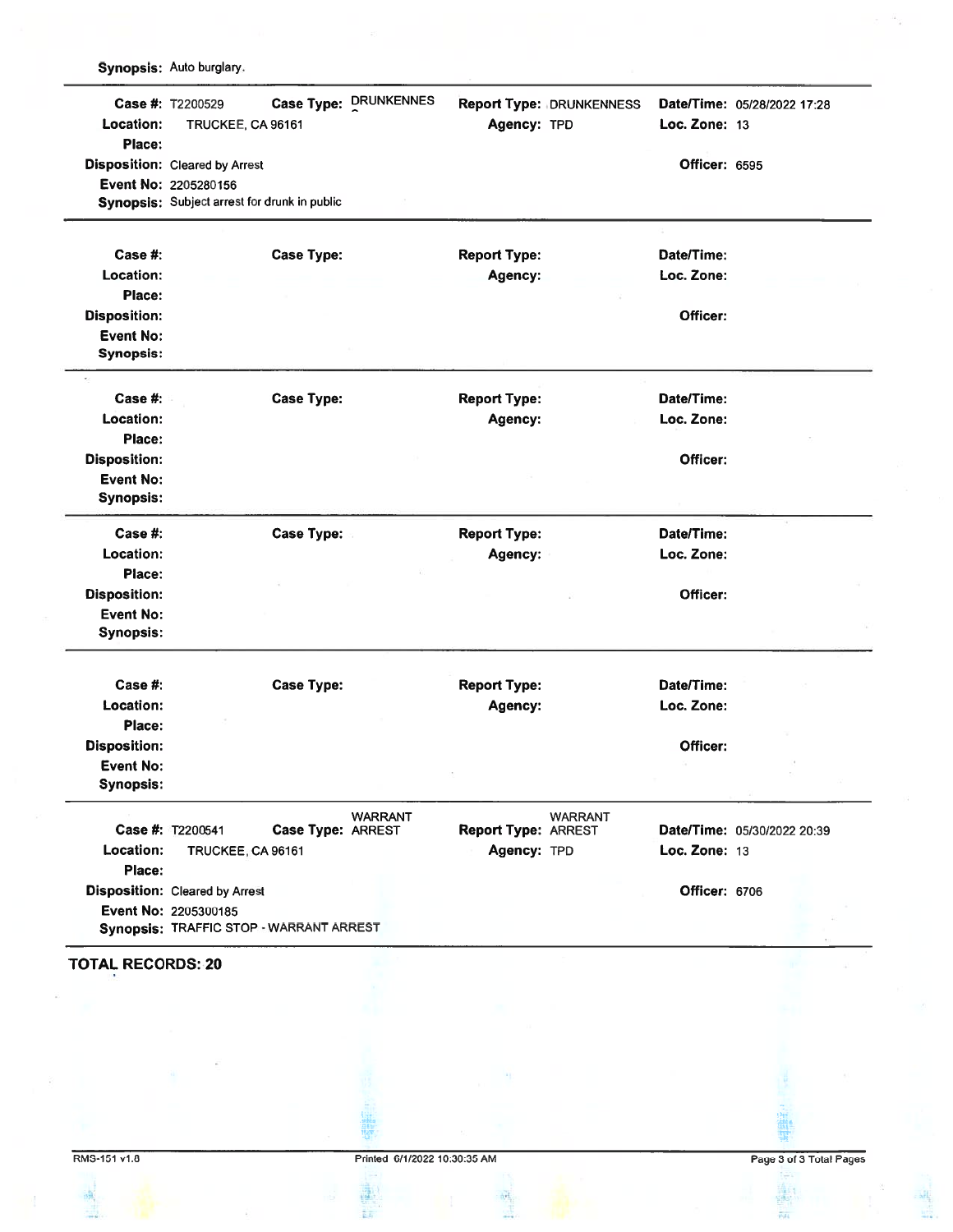**Synopsis:** Auto burglary.

---

**Case #:** T2200529 **Case Type:** DRUNKENNESS **Report Type:** DRUNKENNESS **Date/Time:** 05/28/2022 17:28
**Location:** TRUCKEE, CA 96161 **Agency:** TPD **Loc. Zone:** 13
**Place:**
**Disposition:** Cleared by Arrest **Officer:** 6595
**Event No:** 2205280156
**Synopsis:** Subject arrest for drunk in public

---

**Case #:** **Case Type:** **Report Type:** **Date/Time:**
**Location:** **Agency:** **Loc. Zone:**
**Place:**
**Disposition:** **Officer:**
**Event No:**
**Synopsis:**

---

**Case #:** **Case Type:** **Report Type:** **Date/Time:**
**Location:** **Agency:** **Loc. Zone:**
**Place:**
**Disposition:** **Officer:**
**Event No:**
**Synopsis:**

---

**Case #:** **Case Type:** **Report Type:** **Date/Time:**
**Location:** **Agency:** **Loc. Zone:**
**Place:**
**Disposition:** **Officer:**
**Event No:**
**Synopsis:**

---

**Case #:** **Case Type:** **Report Type:** **Date/Time:**
**Location:** **Agency:** **Loc. Zone:**
**Place:**
**Disposition:** **Officer:**
**Event No:**
**Synopsis:**

---

**Case #:** T2200541 **Case Type:** WARRANT ARREST **Report Type:** WARRANT ARREST **Date/Time:** 05/30/2022 20:39
**Location:** TRUCKEE, CA 96161 **Agency:** TPD **Loc. Zone:** 13
**Place:**
**Disposition:** Cleared by Arrest **Officer:** 6706
**Event No:** 2205300185
**Synopsis:** TRAFFIC STOP - WARRANT ARREST

---

**TOTAL RECORDS: 20**

RMS-151 v1.8 Printed 6/1/2022 10:30:35 AM